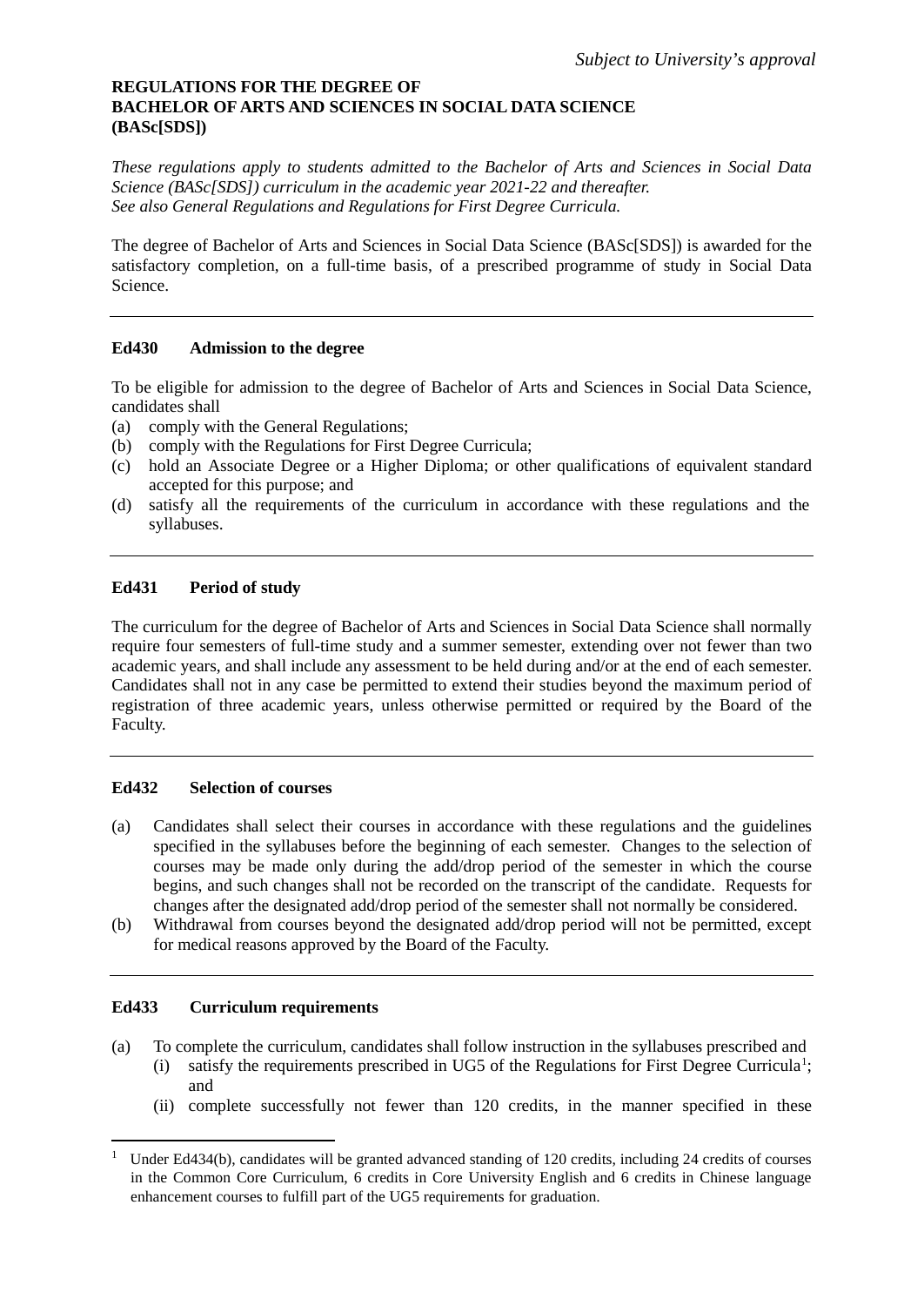*Subject to University's approval*

**REGULATIONS FOR THE DEGREE OF**
**BACHELOR OF ARTS AND SCIENCES IN SOCIAL DATA SCIENCE**
**(BASc[SDS])**

*These regulations apply to students admitted to the Bachelor of Arts and Sciences in Social Data Science (BASc[SDS]) curriculum in the academic year 2021-22 and thereafter.*
*See also General Regulations and Regulations for First Degree Curricula.*

The degree of Bachelor of Arts and Sciences in Social Data Science (BASc[SDS]) is awarded for the satisfactory completion, on a full-time basis, of a prescribed programme of study in Social Data Science.

---

### Ed430 Admission to the degree

To be eligible for admission to the degree of Bachelor of Arts and Sciences in Social Data Science, candidates shall

(a) comply with the General Regulations;
(b) comply with the Regulations for First Degree Curricula;
(c) hold an Associate Degree or a Higher Diploma; or other qualifications of equivalent standard accepted for this purpose; and
(d) satisfy all the requirements of the curriculum in accordance with these regulations and the syllabuses.

---

### Ed431 Period of study

The curriculum for the degree of Bachelor of Arts and Sciences in Social Data Science shall normally require four semesters of full-time study and a summer semester, extending over not fewer than two academic years, and shall include any assessment to be held during and/or at the end of each semester. Candidates shall not in any case be permitted to extend their studies beyond the maximum period of registration of three academic years, unless otherwise permitted or required by the Board of the Faculty.

---

### Ed432 Selection of courses

(a) Candidates shall select their courses in accordance with these regulations and the guidelines specified in the syllabuses before the beginning of each semester. Changes to the selection of courses may be made only during the add/drop period of the semester in which the course begins, and such changes shall not be recorded on the transcript of the candidate. Requests for changes after the designated add/drop period of the semester shall not normally be considered.
(b) Withdrawal from courses beyond the designated add/drop period will not be permitted, except for medical reasons approved by the Board of the Faculty.

---

### Ed433 Curriculum requirements

(a) To complete the curriculum, candidates shall follow instruction in the syllabuses prescribed and
   (i) satisfy the requirements prescribed in UG5 of the Regulations for First Degree Curricula[1]; and
   (ii) complete successfully not fewer than 120 credits, in the manner specified in these

[1] Under Ed434(b), candidates will be granted advanced standing of 120 credits, including 24 credits of courses in the Common Core Curriculum, 6 credits in Core University English and 6 credits in Chinese language enhancement courses to fulfill part of the UG5 requirements for graduation.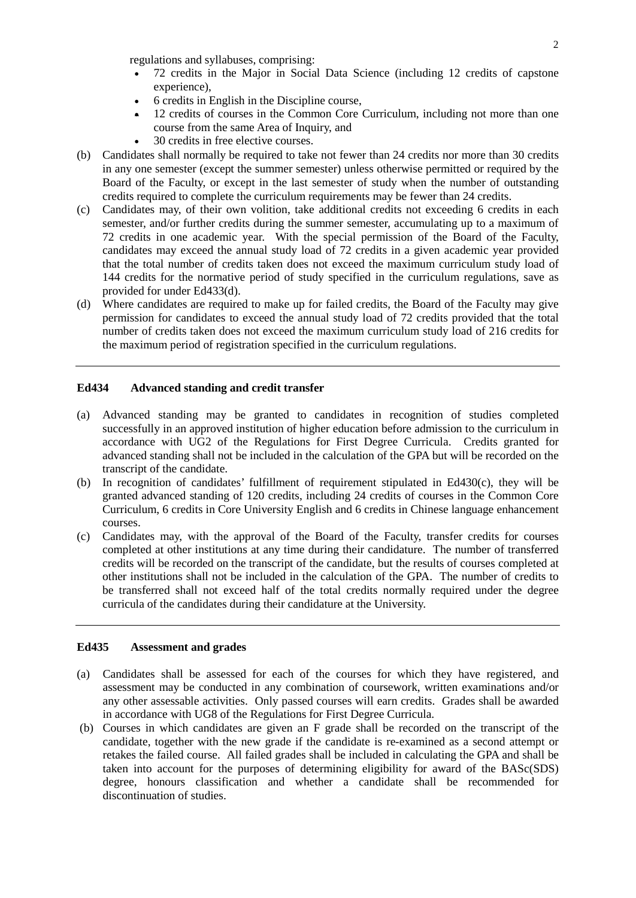regulations and syllabuses, comprising:

- 72 credits in the Major in Social Data Science (including 12 credits of capstone experience),
- 6 credits in English in the Discipline course,
- 12 credits of courses in the Common Core Curriculum, including not more than one course from the same Area of Inquiry, and
- 30 credits in free elective courses.

(b) Candidates shall normally be required to take not fewer than 24 credits nor more than 30 credits in any one semester (except the summer semester) unless otherwise permitted or required by the Board of the Faculty, or except in the last semester of study when the number of outstanding credits required to complete the curriculum requirements may be fewer than 24 credits.

(c) Candidates may, of their own volition, take additional credits not exceeding 6 credits in each semester, and/or further credits during the summer semester, accumulating up to a maximum of 72 credits in one academic year. With the special permission of the Board of the Faculty, candidates may exceed the annual study load of 72 credits in a given academic year provided that the total number of credits taken does not exceed the maximum curriculum study load of 144 credits for the normative period of study specified in the curriculum regulations, save as provided for under Ed433(d).

(d) Where candidates are required to make up for failed credits, the Board of the Faculty may give permission for candidates to exceed the annual study load of 72 credits provided that the total number of credits taken does not exceed the maximum curriculum study load of 216 credits for the maximum period of registration specified in the curriculum regulations.

---

**Ed434 Advanced standing and credit transfer**

(a) Advanced standing may be granted to candidates in recognition of studies completed successfully in an approved institution of higher education before admission to the curriculum in accordance with UG2 of the Regulations for First Degree Curricula. Credits granted for advanced standing shall not be included in the calculation of the GPA but will be recorded on the transcript of the candidate.

(b) In recognition of candidates' fulfillment of requirement stipulated in Ed430(c), they will be granted advanced standing of 120 credits, including 24 credits of courses in the Common Core Curriculum, 6 credits in Core University English and 6 credits in Chinese language enhancement courses.

(c) Candidates may, with the approval of the Board of the Faculty, transfer credits for courses completed at other institutions at any time during their candidature. The number of transferred credits will be recorded on the transcript of the candidate, but the results of courses completed at other institutions shall not be included in the calculation of the GPA. The number of credits to be transferred shall not exceed half of the total credits normally required under the degree curricula of the candidates during their candidature at the University.

---

**Ed435 Assessment and grades**

(a) Candidates shall be assessed for each of the courses for which they have registered, and assessment may be conducted in any combination of coursework, written examinations and/or any other assessable activities. Only passed courses will earn credits. Grades shall be awarded in accordance with UG8 of the Regulations for First Degree Curricula.

(b) Courses in which candidates are given an F grade shall be recorded on the transcript of the candidate, together with the new grade if the candidate is re-examined as a second attempt or retakes the failed course. All failed grades shall be included in calculating the GPA and shall be taken into account for the purposes of determining eligibility for award of the BASc(SDS) degree, honours classification and whether a candidate shall be recommended for discontinuation of studies.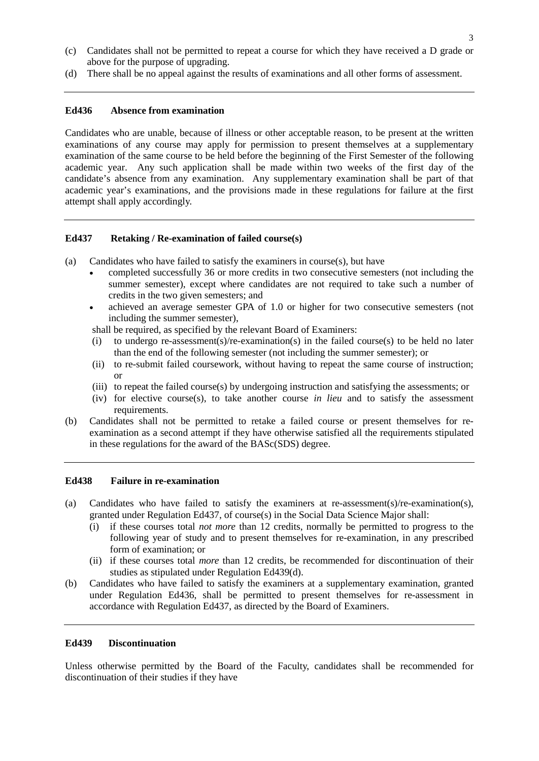(c) Candidates shall not be permitted to repeat a course for which they have received a D grade or above for the purpose of upgrading.

(d) There shall be no appeal against the results of examinations and all other forms of assessment.

---

**Ed436 Absence from examination**

Candidates who are unable, because of illness or other acceptable reason, to be present at the written examinations of any course may apply for permission to present themselves at a supplementary examination of the same course to be held before the beginning of the First Semester of the following academic year. Any such application shall be made within two weeks of the first day of the candidate's absence from any examination. Any supplementary examination shall be part of that academic year's examinations, and the provisions made in these regulations for failure at the first attempt shall apply accordingly.

---

**Ed437 Retaking / Re-examination of failed course(s)**

(a) Candidates who have failed to satisfy the examiners in course(s), but have
- completed successfully 36 or more credits in two consecutive semesters (not including the summer semester), except where candidates are not required to take such a number of credits in the two given semesters; and
- achieved an average semester GPA of 1.0 or higher for two consecutive semesters (not including the summer semester),

shall be required, as specified by the relevant Board of Examiners:

(i) to undergo re-assessment(s)/re-examination(s) in the failed course(s) to be held no later than the end of the following semester (not including the summer semester); or

(ii) to re-submit failed coursework, without having to repeat the same course of instruction; or

(iii) to repeat the failed course(s) by undergoing instruction and satisfying the assessments; or

(iv) for elective course(s), to take another course *in lieu* and to satisfy the assessment requirements.

(b) Candidates shall not be permitted to retake a failed course or present themselves for re-examination as a second attempt if they have otherwise satisfied all the requirements stipulated in these regulations for the award of the BASc(SDS) degree.

---

**Ed438 Failure in re-examination**

(a) Candidates who have failed to satisfy the examiners at re-assessment(s)/re-examination(s), granted under Regulation Ed437, of course(s) in the Social Data Science Major shall:

(i) if these courses total *not more* than 12 credits, normally be permitted to progress to the following year of study and to present themselves for re-examination, in any prescribed form of examination; or

(ii) if these courses total *more* than 12 credits, be recommended for discontinuation of their studies as stipulated under Regulation Ed439(d).

(b) Candidates who have failed to satisfy the examiners at a supplementary examination, granted under Regulation Ed436, shall be permitted to present themselves for re-assessment in accordance with Regulation Ed437, as directed by the Board of Examiners.

---

**Ed439 Discontinuation**

Unless otherwise permitted by the Board of the Faculty, candidates shall be recommended for discontinuation of their studies if they have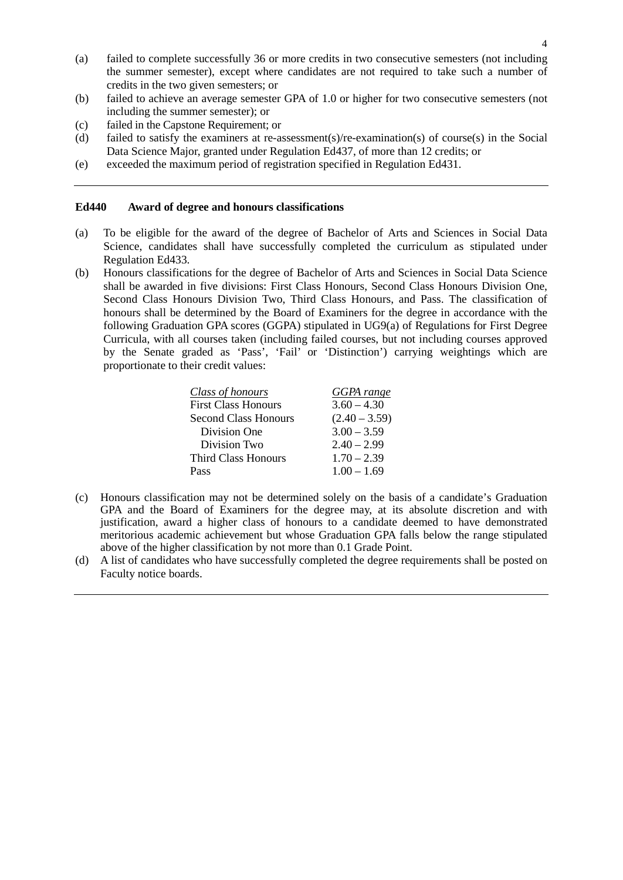(a) failed to complete successfully 36 or more credits in two consecutive semesters (not including the summer semester), except where candidates are not required to take such a number of credits in the two given semesters; or
(b) failed to achieve an average semester GPA of 1.0 or higher for two consecutive semesters (not including the summer semester); or
(c) failed in the Capstone Requirement; or
(d) failed to satisfy the examiners at re-assessment(s)/re-examination(s) of course(s) in the Social Data Science Major, granted under Regulation Ed437, of more than 12 credits; or
(e) exceeded the maximum period of registration specified in Regulation Ed431.

---

**Ed440 Award of degree and honours classifications**

(a) To be eligible for the award of the degree of Bachelor of Arts and Sciences in Social Data Science, candidates shall have successfully completed the curriculum as stipulated under Regulation Ed433.
(b) Honours classifications for the degree of Bachelor of Arts and Sciences in Social Data Science shall be awarded in five divisions: First Class Honours, Second Class Honours Division One, Second Class Honours Division Two, Third Class Honours, and Pass. The classification of honours shall be determined by the Board of Examiners for the degree in accordance with the following Graduation GPA scores (GGPA) stipulated in UG9(a) of Regulations for First Degree Curricula, with all courses taken (including failed courses, but not including courses approved by the Senate graded as 'Pass', 'Fail' or 'Distinction') carrying weightings which are proportionate to their credit values:

| *Class of honours* | *GGPA range* |
|---|---|
| First Class Honours | 3.60 – 4.30 |
| Second Class Honours | (2.40 – 3.59) |
| Division One | 3.00 – 3.59 |
| Division Two | 2.40 – 2.99 |
| Third Class Honours | 1.70 – 2.39 |
| Pass | 1.00 – 1.69 |

(c) Honours classification may not be determined solely on the basis of a candidate's Graduation GPA and the Board of Examiners for the degree may, at its absolute discretion and with justification, award a higher class of honours to a candidate deemed to have demonstrated meritorious academic achievement but whose Graduation GPA falls below the range stipulated above of the higher classification by not more than 0.1 Grade Point.
(d) A list of candidates who have successfully completed the degree requirements shall be posted on Faculty notice boards.

---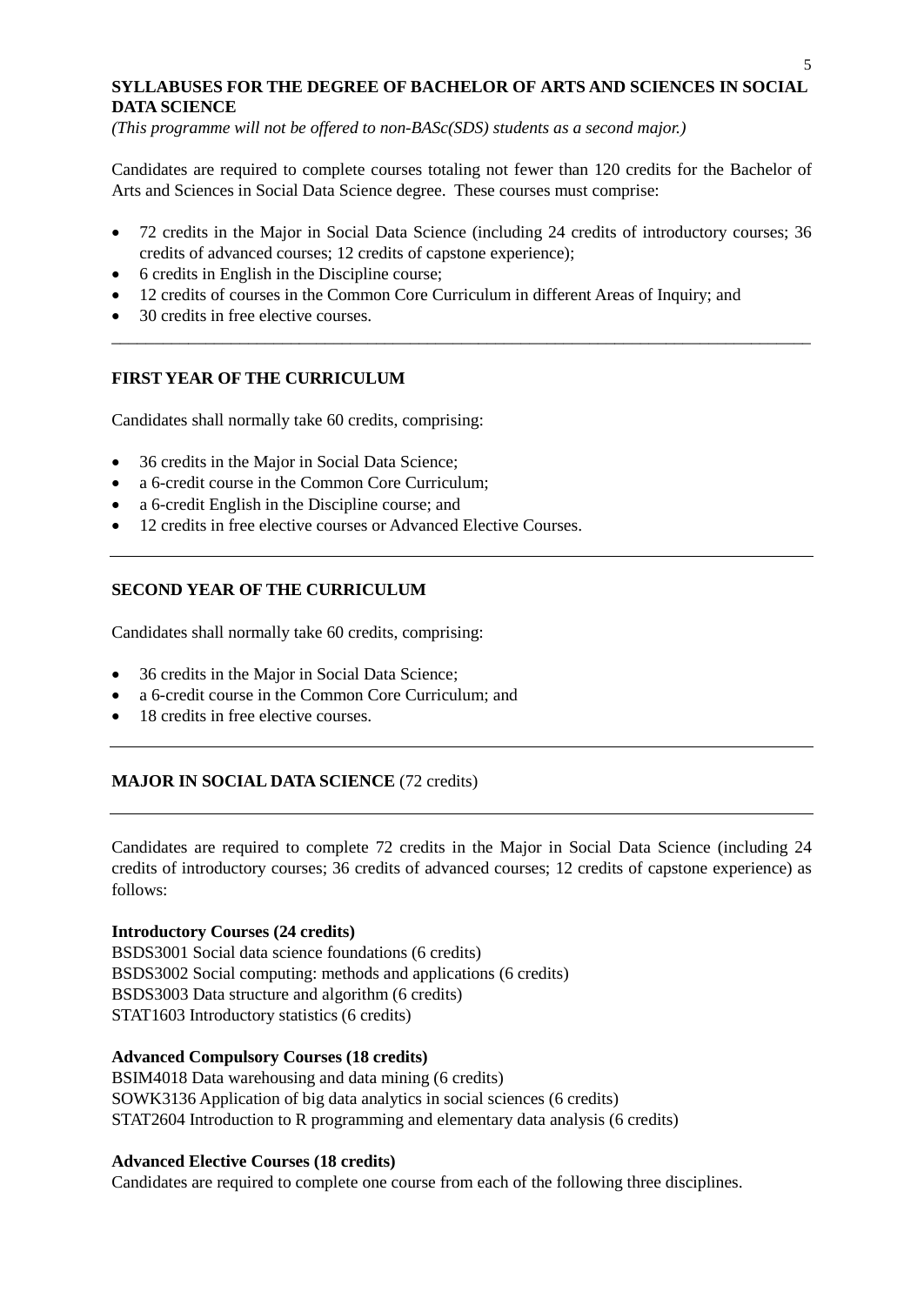## SYLLABUSES FOR THE DEGREE OF BACHELOR OF ARTS AND SCIENCES IN SOCIAL DATA SCIENCE

*(This programme will not be offered to non-BASc(SDS) students as a second major.)*

Candidates are required to complete courses totaling not fewer than 120 credits for the Bachelor of Arts and Sciences in Social Data Science degree. These courses must comprise:

- 72 credits in the Major in Social Data Science (including 24 credits of introductory courses; 36 credits of advanced courses; 12 credits of capstone experience);
- 6 credits in English in the Discipline course;
- 12 credits of courses in the Common Core Curriculum in different Areas of Inquiry; and
- 30 credits in free elective courses.

---

### FIRST YEAR OF THE CURRICULUM

Candidates shall normally take 60 credits, comprising:

- 36 credits in the Major in Social Data Science;
- a 6-credit course in the Common Core Curriculum;
- a 6-credit English in the Discipline course; and
- 12 credits in free elective courses or Advanced Elective Courses.

---

### SECOND YEAR OF THE CURRICULUM

Candidates shall normally take 60 credits, comprising:

- 36 credits in the Major in Social Data Science;
- a 6-credit course in the Common Core Curriculum; and
- 18 credits in free elective courses.

---

### MAJOR IN SOCIAL DATA SCIENCE (72 credits)

---

Candidates are required to complete 72 credits in the Major in Social Data Science (including 24 credits of introductory courses; 36 credits of advanced courses; 12 credits of capstone experience) as follows:

**Introductory Courses (24 credits)**
BSDS3001 Social data science foundations (6 credits)
BSDS3002 Social computing: methods and applications (6 credits)
BSDS3003 Data structure and algorithm (6 credits)
STAT1603 Introductory statistics (6 credits)

**Advanced Compulsory Courses (18 credits)**
BSIM4018 Data warehousing and data mining (6 credits)
SOWK3136 Application of big data analytics in social sciences (6 credits)
STAT2604 Introduction to R programming and elementary data analysis (6 credits)

**Advanced Elective Courses (18 credits)**
Candidates are required to complete one course from each of the following three disciplines.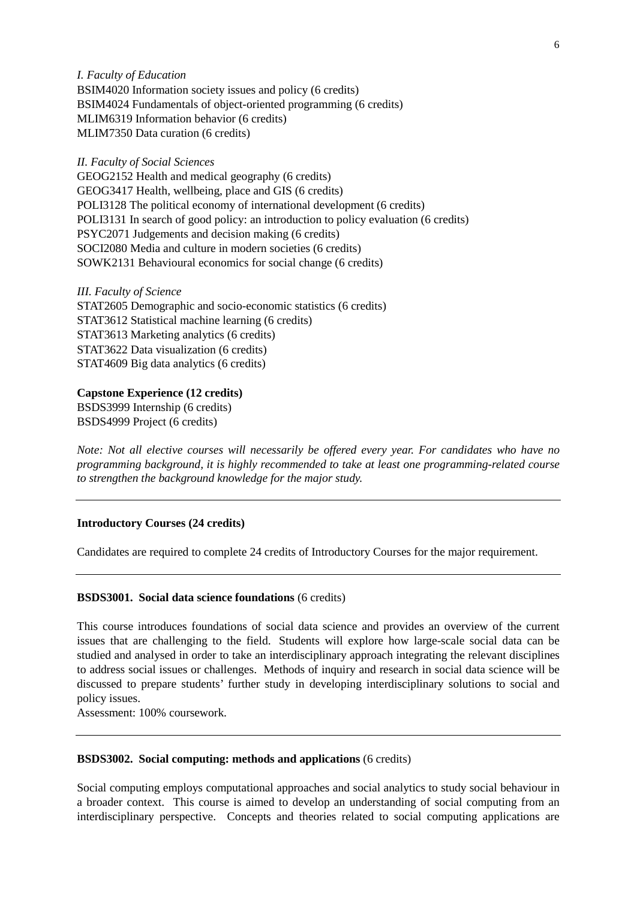*I. Faculty of Education*
BSIM4020 Information society issues and policy (6 credits)
BSIM4024 Fundamentals of object-oriented programming (6 credits)
MLIM6319 Information behavior (6 credits)
MLIM7350 Data curation (6 credits)

*II. Faculty of Social Sciences*
GEOG2152 Health and medical geography (6 credits)
GEOG3417 Health, wellbeing, place and GIS (6 credits)
POLI3128 The political economy of international development (6 credits)
POLI3131 In search of good policy: an introduction to policy evaluation (6 credits)
PSYC2071 Judgements and decision making (6 credits)
SOCI2080 Media and culture in modern societies (6 credits)
SOWK2131 Behavioural economics for social change (6 credits)

*III. Faculty of Science*
STAT2605 Demographic and socio-economic statistics (6 credits)
STAT3612 Statistical machine learning (6 credits)
STAT3613 Marketing analytics (6 credits)
STAT3622 Data visualization (6 credits)
STAT4609 Big data analytics (6 credits)

**Capstone Experience (12 credits)**
BSDS3999 Internship (6 credits)
BSDS4999 Project (6 credits)

*Note: Not all elective courses will necessarily be offered every year. For candidates who have no programming background, it is highly recommended to take at least one programming-related course to strengthen the background knowledge for the major study.*

---

**Introductory Courses (24 credits)**

Candidates are required to complete 24 credits of Introductory Courses for the major requirement.

---

**BSDS3001. Social data science foundations** (6 credits)

This course introduces foundations of social data science and provides an overview of the current issues that are challenging to the field. Students will explore how large-scale social data can be studied and analysed in order to take an interdisciplinary approach integrating the relevant disciplines to address social issues or challenges. Methods of inquiry and research in social data science will be discussed to prepare students' further study in developing interdisciplinary solutions to social and policy issues.
Assessment: 100% coursework.

---

**BSDS3002. Social computing: methods and applications** (6 credits)

Social computing employs computational approaches and social analytics to study social behaviour in a broader context. This course is aimed to develop an understanding of social computing from an interdisciplinary perspective. Concepts and theories related to social computing applications are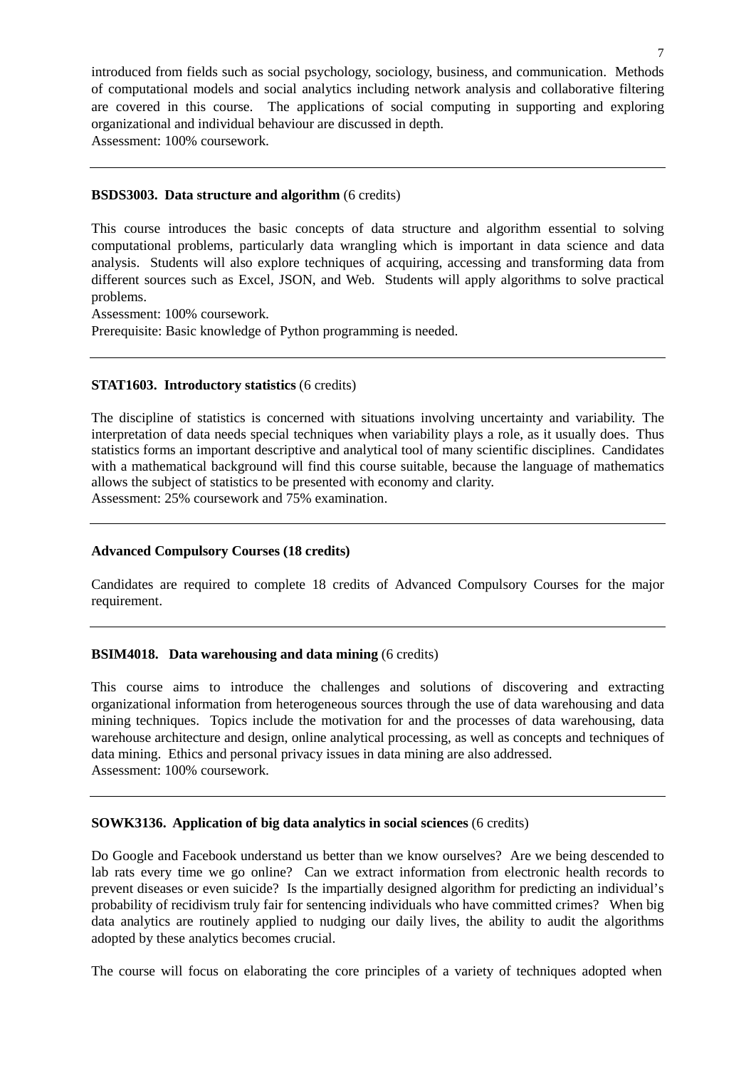introduced from fields such as social psychology, sociology, business, and communication. Methods of computational models and social analytics including network analysis and collaborative filtering are covered in this course. The applications of social computing in supporting and exploring organizational and individual behaviour are discussed in depth.
Assessment: 100% coursework.

---

**BSDS3003. Data structure and algorithm** (6 credits)

This course introduces the basic concepts of data structure and algorithm essential to solving computational problems, particularly data wrangling which is important in data science and data analysis. Students will also explore techniques of acquiring, accessing and transforming data from different sources such as Excel, JSON, and Web. Students will apply algorithms to solve practical problems.
Assessment: 100% coursework.
Prerequisite: Basic knowledge of Python programming is needed.

---

**STAT1603. Introductory statistics** (6 credits)

The discipline of statistics is concerned with situations involving uncertainty and variability. The interpretation of data needs special techniques when variability plays a role, as it usually does. Thus statistics forms an important descriptive and analytical tool of many scientific disciplines. Candidates with a mathematical background will find this course suitable, because the language of mathematics allows the subject of statistics to be presented with economy and clarity.
Assessment: 25% coursework and 75% examination.

---

**Advanced Compulsory Courses (18 credits)**

Candidates are required to complete 18 credits of Advanced Compulsory Courses for the major requirement.

---

**BSIM4018. Data warehousing and data mining** (6 credits)

This course aims to introduce the challenges and solutions of discovering and extracting organizational information from heterogeneous sources through the use of data warehousing and data mining techniques. Topics include the motivation for and the processes of data warehousing, data warehouse architecture and design, online analytical processing, as well as concepts and techniques of data mining. Ethics and personal privacy issues in data mining are also addressed.
Assessment: 100% coursework.

---

**SOWK3136. Application of big data analytics in social sciences** (6 credits)

Do Google and Facebook understand us better than we know ourselves? Are we being descended to lab rats every time we go online? Can we extract information from electronic health records to prevent diseases or even suicide? Is the impartially designed algorithm for predicting an individual's probability of recidivism truly fair for sentencing individuals who have committed crimes? When big data analytics are routinely applied to nudging our daily lives, the ability to audit the algorithms adopted by these analytics becomes crucial.

The course will focus on elaborating the core principles of a variety of techniques adopted when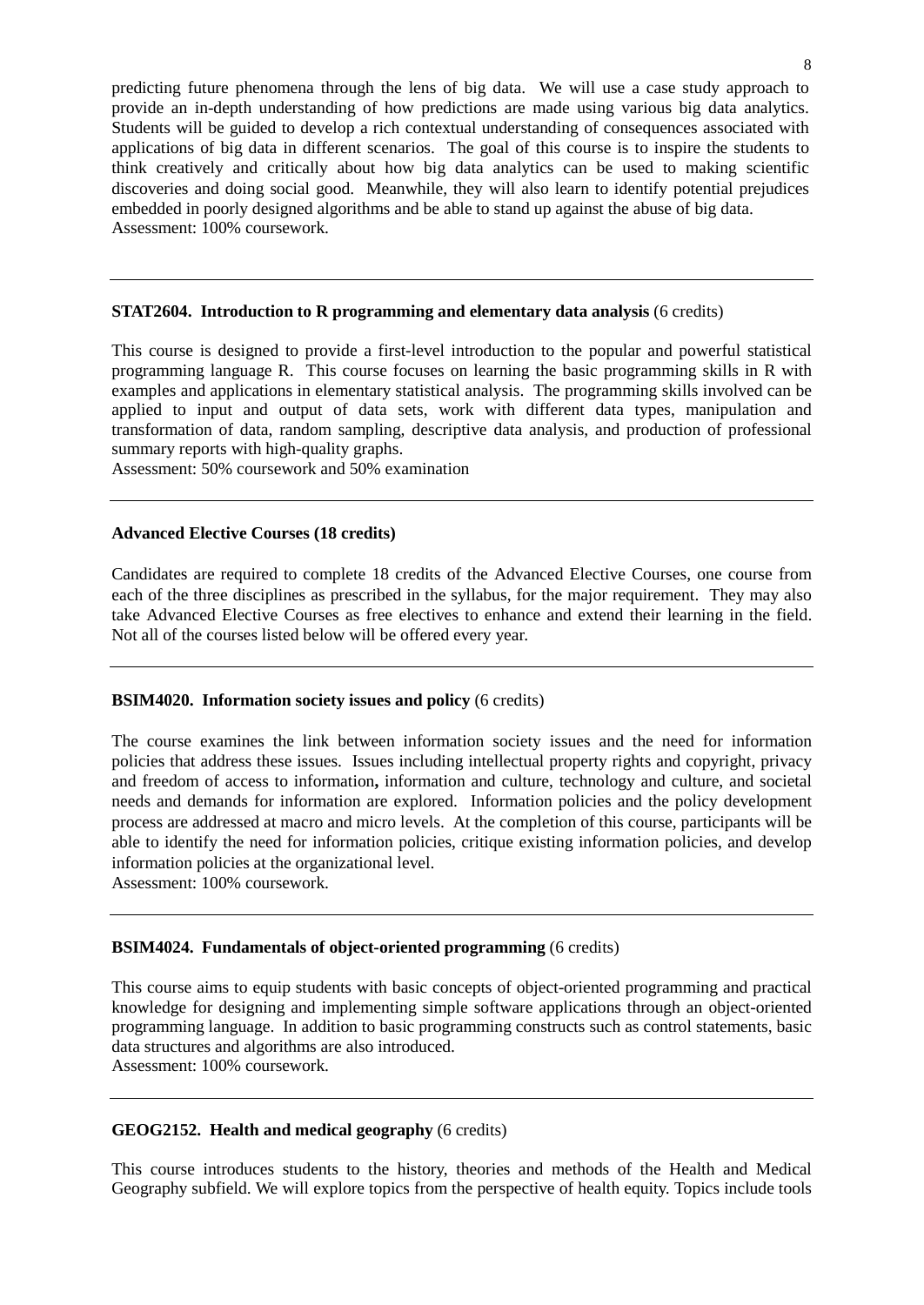predicting future phenomena through the lens of big data. We will use a case study approach to provide an in-depth understanding of how predictions are made using various big data analytics. Students will be guided to develop a rich contextual understanding of consequences associated with applications of big data in different scenarios. The goal of this course is to inspire the students to think creatively and critically about how big data analytics can be used to making scientific discoveries and doing social good. Meanwhile, they will also learn to identify potential prejudices embedded in poorly designed algorithms and be able to stand up against the abuse of big data.
Assessment: 100% coursework.

---

**STAT2604. Introduction to R programming and elementary data analysis** (6 credits)

This course is designed to provide a first-level introduction to the popular and powerful statistical programming language R. This course focuses on learning the basic programming skills in R with examples and applications in elementary statistical analysis. The programming skills involved can be applied to input and output of data sets, work with different data types, manipulation and transformation of data, random sampling, descriptive data analysis, and production of professional summary reports with high-quality graphs.
Assessment: 50% coursework and 50% examination

---

**Advanced Elective Courses (18 credits)**

Candidates are required to complete 18 credits of the Advanced Elective Courses, one course from each of the three disciplines as prescribed in the syllabus, for the major requirement. They may also take Advanced Elective Courses as free electives to enhance and extend their learning in the field. Not all of the courses listed below will be offered every year.

---

**BSIM4020. Information society issues and policy** (6 credits)

The course examines the link between information society issues and the need for information policies that address these issues. Issues including intellectual property rights and copyright, privacy and freedom of access to information**,** information and culture, technology and culture, and societal needs and demands for information are explored. Information policies and the policy development process are addressed at macro and micro levels. At the completion of this course, participants will be able to identify the need for information policies, critique existing information policies, and develop information policies at the organizational level.
Assessment: 100% coursework.

---

**BSIM4024. Fundamentals of object-oriented programming** (6 credits)

This course aims to equip students with basic concepts of object-oriented programming and practical knowledge for designing and implementing simple software applications through an object-oriented programming language. In addition to basic programming constructs such as control statements, basic data structures and algorithms are also introduced.
Assessment: 100% coursework.

---

**GEOG2152. Health and medical geography** (6 credits)

This course introduces students to the history, theories and methods of the Health and Medical Geography subfield. We will explore topics from the perspective of health equity. Topics include tools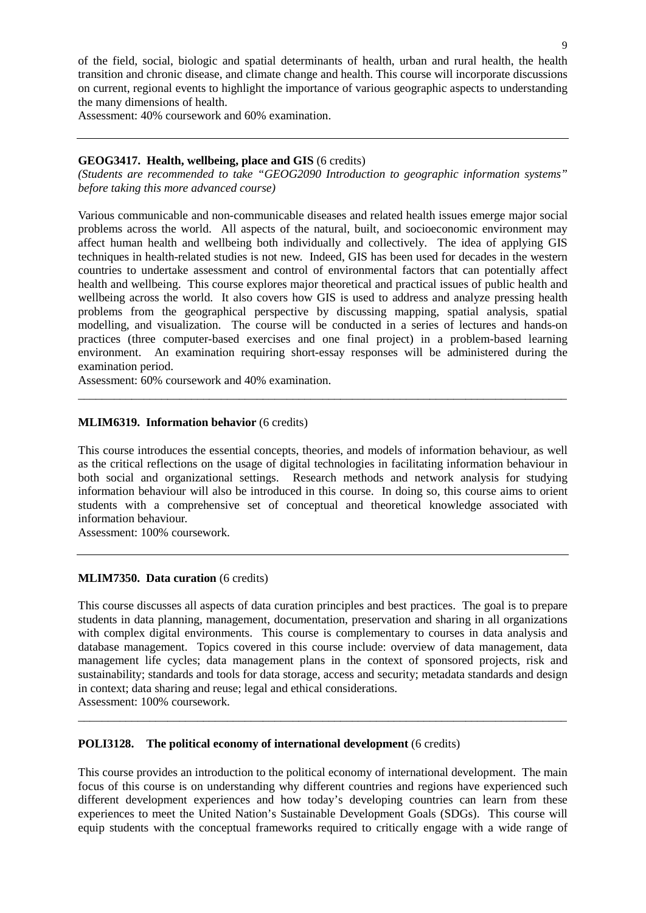of the field, social, biologic and spatial determinants of health, urban and rural health, the health transition and chronic disease, and climate change and health. This course will incorporate discussions on current, regional events to highlight the importance of various geographic aspects to understanding the many dimensions of health.
Assessment: 40% coursework and 60% examination.

---

**GEOG3417. Health, wellbeing, place and GIS** (6 credits)
*(Students are recommended to take "GEOG2090 Introduction to geographic information systems" before taking this more advanced course)*

Various communicable and non-communicable diseases and related health issues emerge major social problems across the world. All aspects of the natural, built, and socioeconomic environment may affect human health and wellbeing both individually and collectively. The idea of applying GIS techniques in health-related studies is not new. Indeed, GIS has been used for decades in the western countries to undertake assessment and control of environmental factors that can potentially affect health and wellbeing. This course explores major theoretical and practical issues of public health and wellbeing across the world. It also covers how GIS is used to address and analyze pressing health problems from the geographical perspective by discussing mapping, spatial analysis, spatial modelling, and visualization. The course will be conducted in a series of lectures and hands-on practices (three computer-based exercises and one final project) in a problem-based learning environment. An examination requiring short-essay responses will be administered during the examination period.
Assessment: 60% coursework and 40% examination.

---

**MLIM6319. Information behavior** (6 credits)

This course introduces the essential concepts, theories, and models of information behaviour, as well as the critical reflections on the usage of digital technologies in facilitating information behaviour in both social and organizational settings. Research methods and network analysis for studying information behaviour will also be introduced in this course. In doing so, this course aims to orient students with a comprehensive set of conceptual and theoretical knowledge associated with information behaviour.
Assessment: 100% coursework.

---

**MLIM7350. Data curation** (6 credits)

This course discusses all aspects of data curation principles and best practices. The goal is to prepare students in data planning, management, documentation, preservation and sharing in all organizations with complex digital environments. This course is complementary to courses in data analysis and database management. Topics covered in this course include: overview of data management, data management life cycles; data management plans in the context of sponsored projects, risk and sustainability; standards and tools for data storage, access and security; metadata standards and design in context; data sharing and reuse; legal and ethical considerations.
Assessment: 100% coursework.

---

**POLI3128. The political economy of international development** (6 credits)

This course provides an introduction to the political economy of international development. The main focus of this course is on understanding why different countries and regions have experienced such different development experiences and how today's developing countries can learn from these experiences to meet the United Nation's Sustainable Development Goals (SDGs). This course will equip students with the conceptual frameworks required to critically engage with a wide range of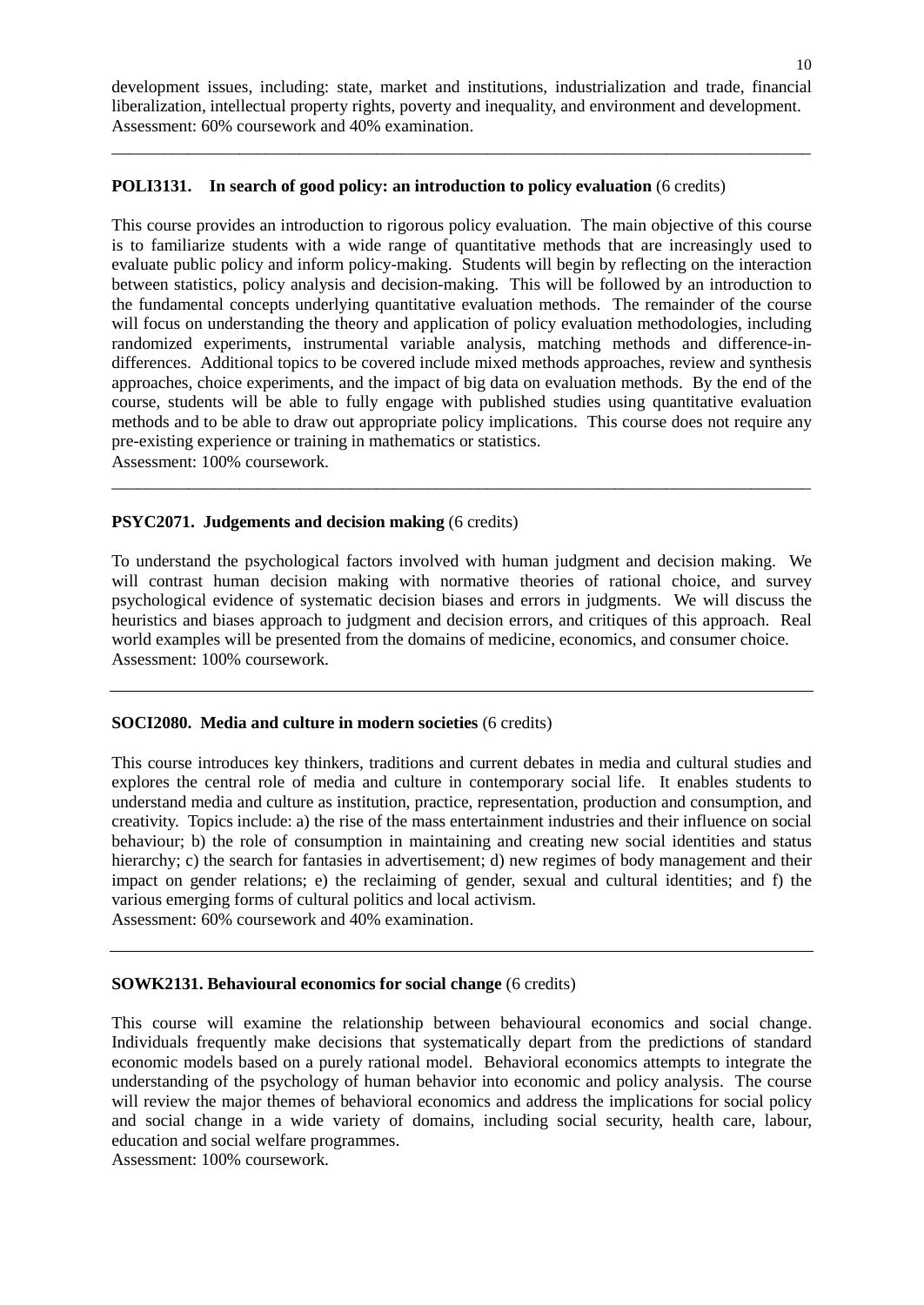development issues, including: state, market and institutions, industrialization and trade, financial liberalization, intellectual property rights, poverty and inequality, and environment and development.
Assessment: 60% coursework and 40% examination.

---

**POLI3131. In search of good policy: an introduction to policy evaluation** (6 credits)

This course provides an introduction to rigorous policy evaluation. The main objective of this course is to familiarize students with a wide range of quantitative methods that are increasingly used to evaluate public policy and inform policy-making. Students will begin by reflecting on the interaction between statistics, policy analysis and decision-making. This will be followed by an introduction to the fundamental concepts underlying quantitative evaluation methods. The remainder of the course will focus on understanding the theory and application of policy evaluation methodologies, including randomized experiments, instrumental variable analysis, matching methods and difference-in-differences. Additional topics to be covered include mixed methods approaches, review and synthesis approaches, choice experiments, and the impact of big data on evaluation methods. By the end of the course, students will be able to fully engage with published studies using quantitative evaluation methods and to be able to draw out appropriate policy implications. This course does not require any pre-existing experience or training in mathematics or statistics.
Assessment: 100% coursework.

---

**PSYC2071. Judgements and decision making** (6 credits)

To understand the psychological factors involved with human judgment and decision making. We will contrast human decision making with normative theories of rational choice, and survey psychological evidence of systematic decision biases and errors in judgments. We will discuss the heuristics and biases approach to judgment and decision errors, and critiques of this approach. Real world examples will be presented from the domains of medicine, economics, and consumer choice.
Assessment: 100% coursework.

---

**SOCI2080. Media and culture in modern societies** (6 credits)

This course introduces key thinkers, traditions and current debates in media and cultural studies and explores the central role of media and culture in contemporary social life. It enables students to understand media and culture as institution, practice, representation, production and consumption, and creativity. Topics include: a) the rise of the mass entertainment industries and their influence on social behaviour; b) the role of consumption in maintaining and creating new social identities and status hierarchy; c) the search for fantasies in advertisement; d) new regimes of body management and their impact on gender relations; e) the reclaiming of gender, sexual and cultural identities; and f) the various emerging forms of cultural politics and local activism.
Assessment: 60% coursework and 40% examination.

---

**SOWK2131. Behavioural economics for social change** (6 credits)

This course will examine the relationship between behavioural economics and social change. Individuals frequently make decisions that systematically depart from the predictions of standard economic models based on a purely rational model. Behavioral economics attempts to integrate the understanding of the psychology of human behavior into economic and policy analysis. The course will review the major themes of behavioral economics and address the implications for social policy and social change in a wide variety of domains, including social security, health care, labour, education and social welfare programmes.
Assessment: 100% coursework.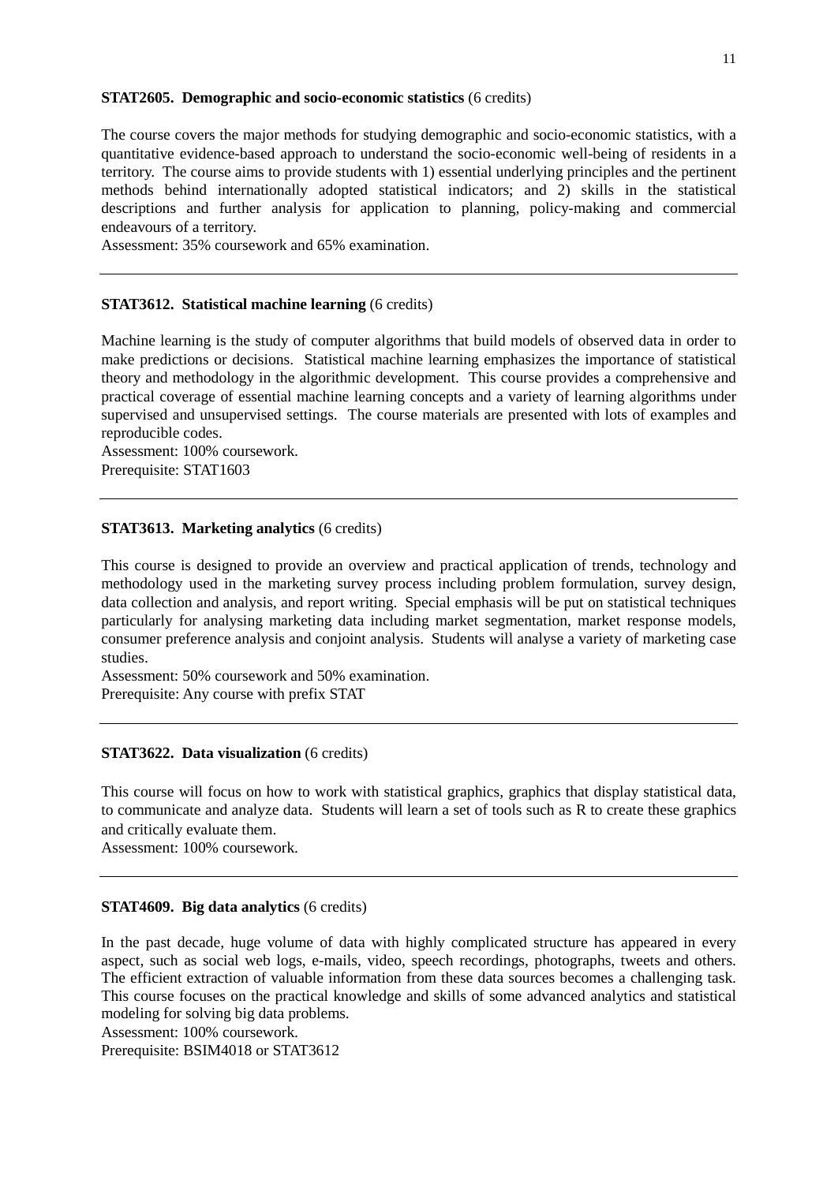**STAT2605. Demographic and socio-economic statistics** (6 credits)

The course covers the major methods for studying demographic and socio-economic statistics, with a quantitative evidence-based approach to understand the socio-economic well-being of residents in a territory. The course aims to provide students with 1) essential underlying principles and the pertinent methods behind internationally adopted statistical indicators; and 2) skills in the statistical descriptions and further analysis for application to planning, policy-making and commercial endeavours of a territory.
Assessment: 35% coursework and 65% examination.

---

**STAT3612. Statistical machine learning** (6 credits)

Machine learning is the study of computer algorithms that build models of observed data in order to make predictions or decisions. Statistical machine learning emphasizes the importance of statistical theory and methodology in the algorithmic development. This course provides a comprehensive and practical coverage of essential machine learning concepts and a variety of learning algorithms under supervised and unsupervised settings. The course materials are presented with lots of examples and reproducible codes.
Assessment: 100% coursework.
Prerequisite: STAT1603

---

**STAT3613. Marketing analytics** (6 credits)

This course is designed to provide an overview and practical application of trends, technology and methodology used in the marketing survey process including problem formulation, survey design, data collection and analysis, and report writing. Special emphasis will be put on statistical techniques particularly for analysing marketing data including market segmentation, market response models, consumer preference analysis and conjoint analysis. Students will analyse a variety of marketing case studies.
Assessment: 50% coursework and 50% examination.
Prerequisite: Any course with prefix STAT

---

**STAT3622. Data visualization** (6 credits)

This course will focus on how to work with statistical graphics, graphics that display statistical data, to communicate and analyze data. Students will learn a set of tools such as R to create these graphics and critically evaluate them.
Assessment: 100% coursework.

---

**STAT4609. Big data analytics** (6 credits)

In the past decade, huge volume of data with highly complicated structure has appeared in every aspect, such as social web logs, e-mails, video, speech recordings, photographs, tweets and others. The efficient extraction of valuable information from these data sources becomes a challenging task. This course focuses on the practical knowledge and skills of some advanced analytics and statistical modeling for solving big data problems.
Assessment: 100% coursework.
Prerequisite: BSIM4018 or STAT3612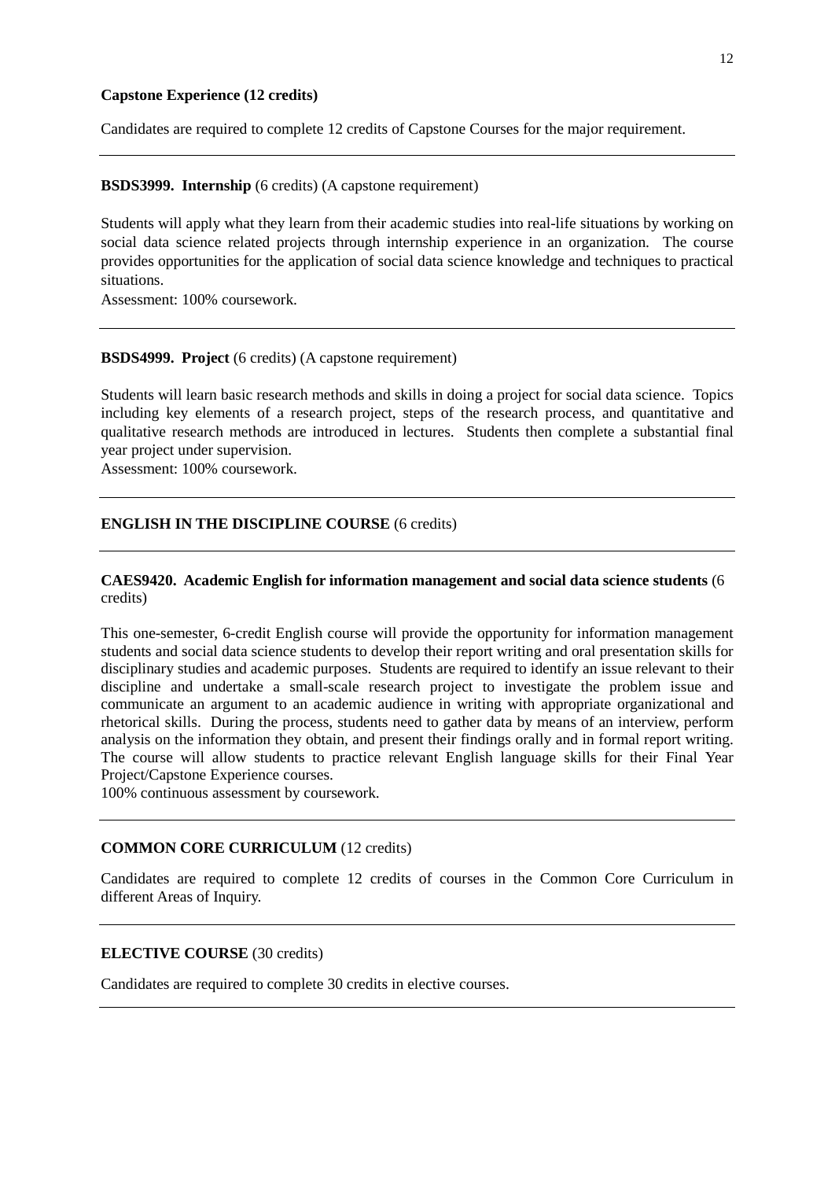**Capstone Experience (12 credits)**

Candidates are required to complete 12 credits of Capstone Courses for the major requirement.

---

**BSDS3999. Internship** (6 credits) (A capstone requirement)

Students will apply what they learn from their academic studies into real-life situations by working on social data science related projects through internship experience in an organization. The course provides opportunities for the application of social data science knowledge and techniques to practical situations.

Assessment: 100% coursework.

---

**BSDS4999. Project** (6 credits) (A capstone requirement)

Students will learn basic research methods and skills in doing a project for social data science. Topics including key elements of a research project, steps of the research process, and quantitative and qualitative research methods are introduced in lectures. Students then complete a substantial final year project under supervision.

Assessment: 100% coursework.

---

**ENGLISH IN THE DISCIPLINE COURSE** (6 credits)

---

**CAES9420. Academic English for information management and social data science students** (6 credits)

This one-semester, 6-credit English course will provide the opportunity for information management students and social data science students to develop their report writing and oral presentation skills for disciplinary studies and academic purposes. Students are required to identify an issue relevant to their discipline and undertake a small-scale research project to investigate the problem issue and communicate an argument to an academic audience in writing with appropriate organizational and rhetorical skills. During the process, students need to gather data by means of an interview, perform analysis on the information they obtain, and present their findings orally and in formal report writing. The course will allow students to practice relevant English language skills for their Final Year Project/Capstone Experience courses.

100% continuous assessment by coursework.

---

**COMMON CORE CURRICULUM** (12 credits)

Candidates are required to complete 12 credits of courses in the Common Core Curriculum in different Areas of Inquiry.

---

**ELECTIVE COURSE** (30 credits)

Candidates are required to complete 30 credits in elective courses.

---